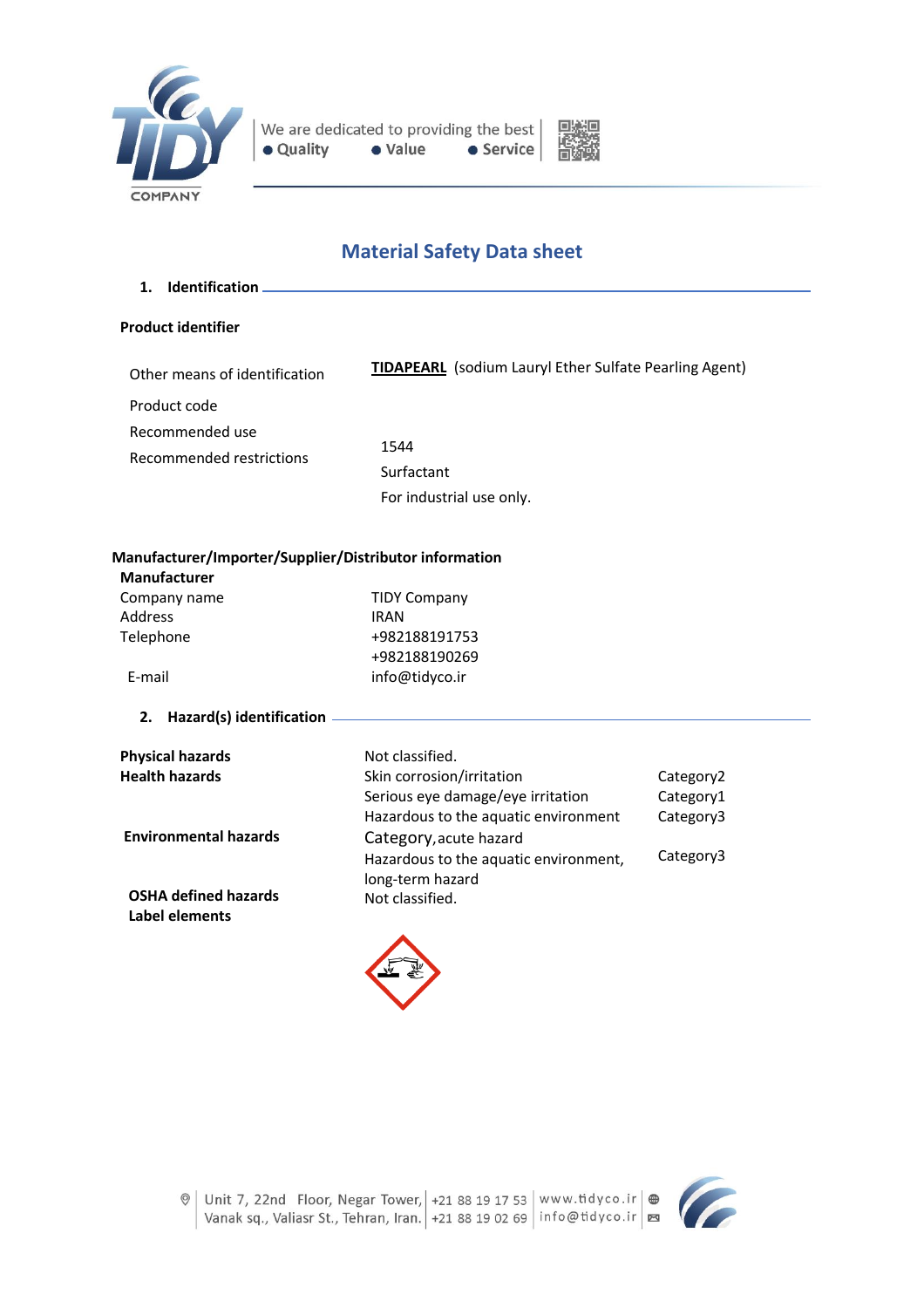# Material Safety Data sheet

## 1. Identification

**Product identifier**

| | |
|---|---|
| Other means of identification | **TIDAPEARL** (sodium Lauryl Ether Sulfate Pearling Agent) |
| Product code | 1544 |
| Recommended use | Surfactant |
| Recommended restrictions | For industrial use only. |

**Manufacturer/Importer/Supplier/Distributor information**

**Manufacturer**

| | |
|---|---|
| Company name | TIDY Company |
| Address | IRAN |
| Telephone | +982188191753<br>+982188190269 |
| E-mail | info@tidyco.ir |

## 2. Hazard(s) identification

| | | |
|---|---|---|
| **Physical hazards** | Not classified. | |
| **Health hazards** | Skin corrosion/irritation | Category2 |
| | Serious eye damage/eye irritation | Category1 |
| **Environmental hazards** | Hazardous to the aquatic environment Category, acute hazard | Category3 |
| | Hazardous to the aquatic environment, long-term hazard | Category3 |
| **OSHA defined hazards** | Not classified. | |
| **Label elements** | | |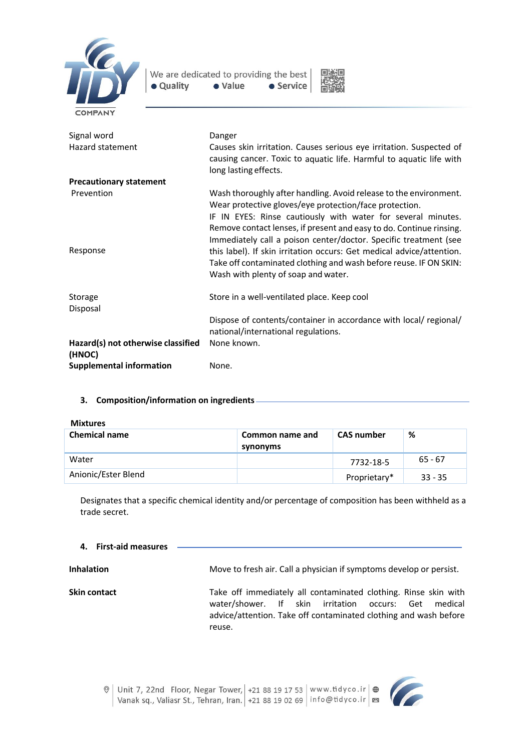| | |
|---|---|
| Signal word | Danger |
| Hazard statement | Causes skin irritation. Causes serious eye irritation. Suspected of causing cancer. Toxic to aquatic life. Harmful to aquatic life with long lasting effects. |

**Precautionary statement**

| | |
|---|---|
| Prevention | Wash thoroughly after handling. Avoid release to the environment. Wear protective gloves/eye protection/face protection. |
| Response | IF IN EYES: Rinse cautiously with water for several minutes. Remove contact lenses, if present and easy to do. Continue rinsing. Immediately call a poison center/doctor. Specific treatment (see this label). If skin irritation occurs: Get medical advice/attention. Take off contaminated clothing and wash before reuse. IF ON SKIN: Wash with plenty of soap and water. |
| Storage | Store in a well-ventilated place. Keep cool |
| Disposal | Dispose of contents/container in accordance with local/ regional/ national/international regulations. |
| **Hazard(s) not otherwise classified (HNOC)** | None known. |
| **Supplemental information** | None. |

## 3. Composition/information on ingredients

**Mixtures**

| Chemical name | Common name and synonyms | CAS number | % |
|---|---|---|---|
| Water | | 7732-18-5 | 65 - 67 |
| Anionic/Ester Blend | | Proprietary* | 33 - 35 |

Designates that a specific chemical identity and/or percentage of composition has been withheld as a trade secret.

## 4. First-aid measures

| | |
|---|---|
| **Inhalation** | Move to fresh air. Call a physician if symptoms develop or persist. |
| **Skin contact** | Take off immediately all contaminated clothing. Rinse skin with water/shower. If skin irritation occurs: Get medical advice/attention. Take off contaminated clothing and wash before reuse. |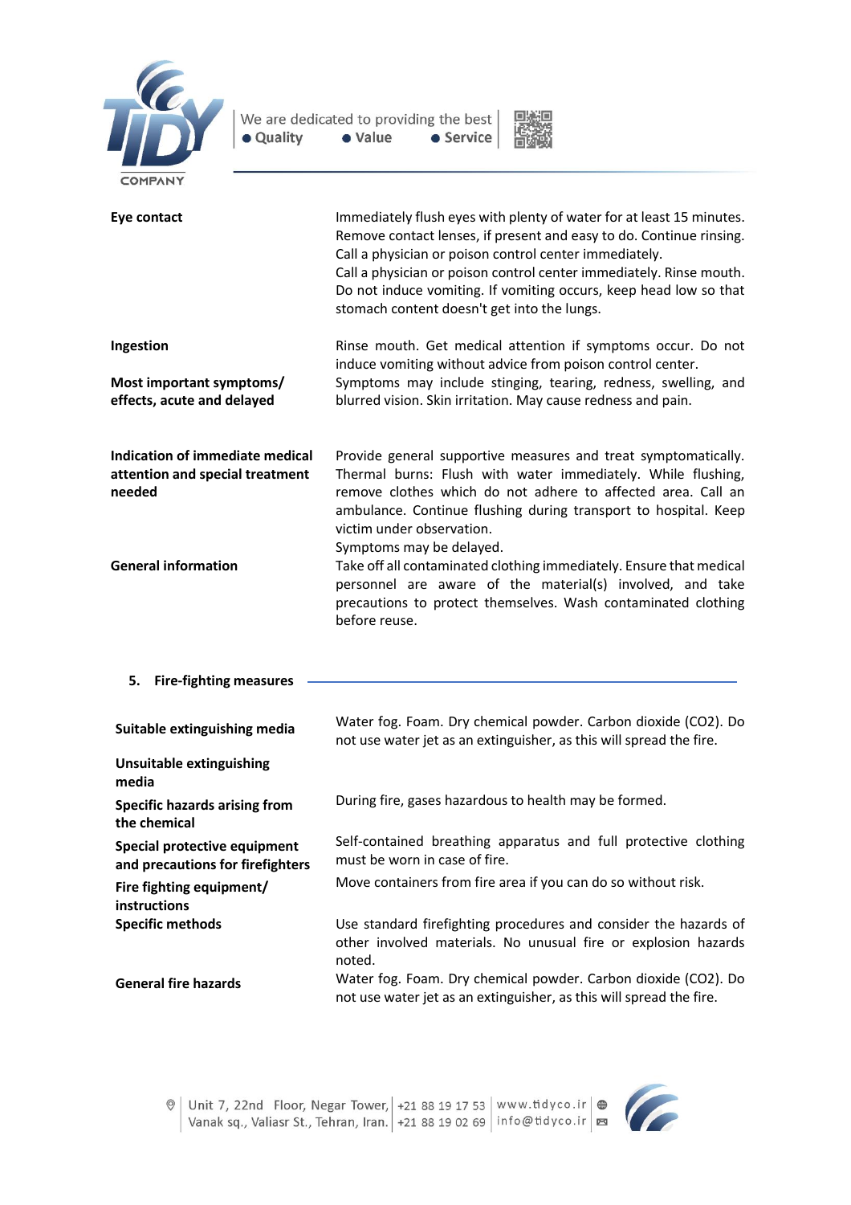| | |
|---|---|
| **Eye contact** | Immediately flush eyes with plenty of water for at least 15 minutes. Remove contact lenses, if present and easy to do. Continue rinsing. Call a physician or poison control center immediately. Call a physician or poison control center immediately. Rinse mouth. Do not induce vomiting. If vomiting occurs, keep head low so that stomach content doesn't get into the lungs. |
| **Ingestion** | Rinse mouth. Get medical attention if symptoms occur. Do not induce vomiting without advice from poison control center. |
| **Most important symptoms/ effects, acute and delayed** | Symptoms may include stinging, tearing, redness, swelling, and blurred vision. Skin irritation. May cause redness and pain. |
| **Indication of immediate medical attention and special treatment needed** | Provide general supportive measures and treat symptomatically. Thermal burns: Flush with water immediately. While flushing, remove clothes which do not adhere to affected area. Call an ambulance. Continue flushing during transport to hospital. Keep victim under observation. Symptoms may be delayed. |
| **General information** | Take off all contaminated clothing immediately. Ensure that medical personnel are aware of the material(s) involved, and take precautions to protect themselves. Wash contaminated clothing before reuse. |

## 5. Fire-fighting measures

| | |
|---|---|
| **Suitable extinguishing media** | Water fog. Foam. Dry chemical powder. Carbon dioxide ($CO_2$). Do not use water jet as an extinguisher, as this will spread the fire. |
| **Unsuitable extinguishing media** | |
| **Specific hazards arising from the chemical** | During fire, gases hazardous to health may be formed. |
| **Special protective equipment and precautions for firefighters** | Self-contained breathing apparatus and full protective clothing must be worn in case of fire. |
| **Fire fighting equipment/ instructions** | Move containers from fire area if you can do so without risk. |
| **Specific methods** | Use standard firefighting procedures and consider the hazards of other involved materials. No unusual fire or explosion hazards noted. |
| **General fire hazards** | Water fog. Foam. Dry chemical powder. Carbon dioxide ($CO_2$). Do not use water jet as an extinguisher, as this will spread the fire. |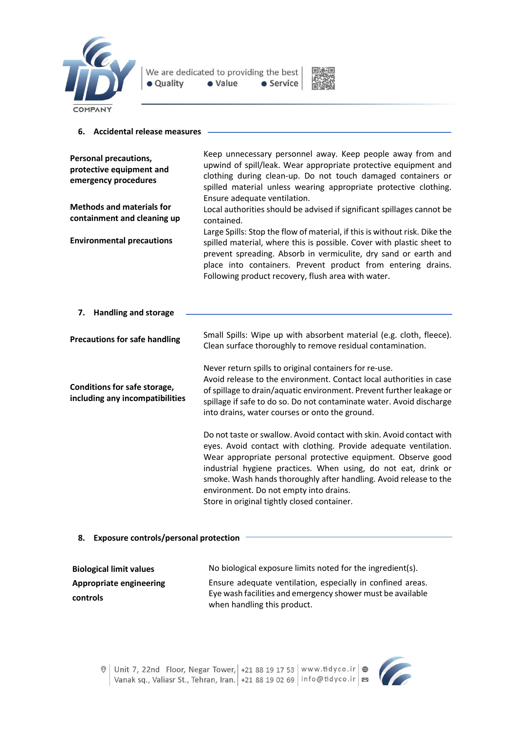## 6. Accidental release measures

**Personal precautions, protective equipment and emergency procedures**

Keep unnecessary personnel away. Keep people away from and upwind of spill/leak. Wear appropriate protective equipment and clothing during clean-up. Do not touch damaged containers or spilled material unless wearing appropriate protective clothing. Ensure adequate ventilation.

**Methods and materials for containment and cleaning up**

Local authorities should be advised if significant spillages cannot be contained.

**Environmental precautions**

Large Spills: Stop the flow of material, if this is without risk. Dike the spilled material, where this is possible. Cover with plastic sheet to prevent spreading. Absorb in vermiculite, dry sand or earth and place into containers. Prevent product from entering drains. Following product recovery, flush area with water.

## 7. Handling and storage

**Precautions for safe handling**

Small Spills: Wipe up with absorbent material (e.g. cloth, fleece). Clean surface thoroughly to remove residual contamination.

Never return spills to original containers for re-use.

**Conditions for safe storage, including any incompatibilities**

Avoid release to the environment. Contact local authorities in case of spillage to drain/aquatic environment. Prevent further leakage or spillage if safe to do so. Do not contaminate water. Avoid discharge into drains, water courses or onto the ground.

Do not taste or swallow. Avoid contact with skin. Avoid contact with eyes. Avoid contact with clothing. Provide adequate ventilation. Wear appropriate personal protective equipment. Observe good industrial hygiene practices. When using, do not eat, drink or smoke. Wash hands thoroughly after handling. Avoid release to the environment. Do not empty into drains.

Store in original tightly closed container.

## 8. Exposure controls/personal protection

**Biological limit values**

No biological exposure limits noted for the ingredient(s).

**Appropriate engineering controls**

Ensure adequate ventilation, especially in confined areas. Eye wash facilities and emergency shower must be available when handling this product.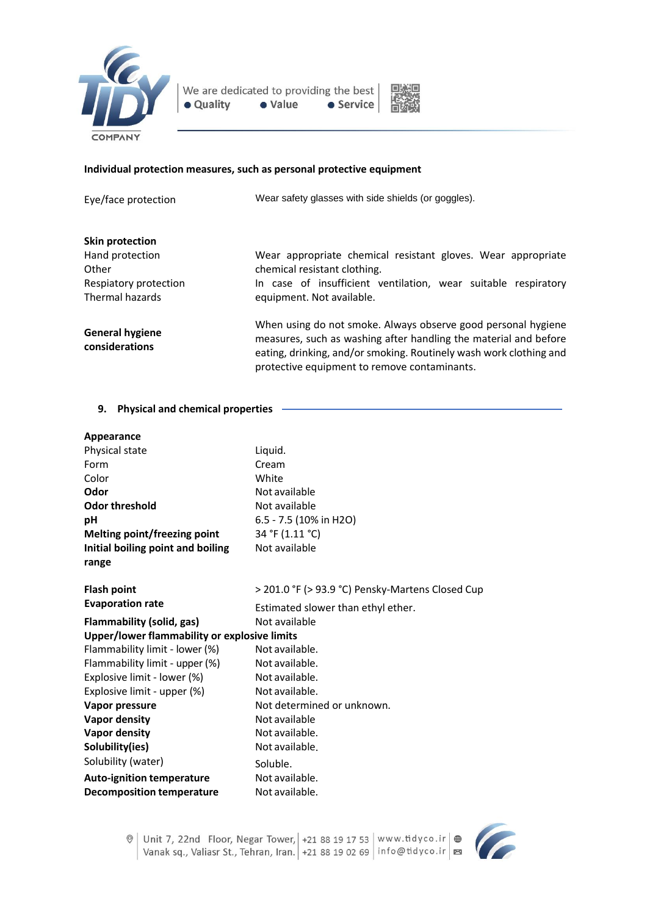**Individual protection measures, such as personal protective equipment**

| | |
|---|---|
| Eye/face protection | Wear safety glasses with side shields (or goggles). |
| **Skin protection** | |
| Hand protection | Wear appropriate chemical resistant gloves. Wear appropriate |
| Other | chemical resistant clothing. |
| Respiatory protection | In case of insufficient ventilation, wear suitable respiratory |
| Thermal hazards | equipment. Not available. |
| **General hygiene considerations** | When using do not smoke. Always observe good personal hygiene measures, such as washing after handling the material and before eating, drinking, and/or smoking. Routinely wash work clothing and protective equipment to remove contaminants. |

## 9. Physical and chemical properties

| | |
|---|---|
| **Appearance** | |
| Physical state | Liquid. |
| Form | Cream |
| Color | White |
| **Odor** | Not available |
| **Odor threshold** | Not available |
| **pH** | 6.5 - 7.5 (10% in $H_2O$) |
| **Melting point/freezing point** | 34 °F (1.11 °C) |
| **Initial boiling point and boiling range** | Not available |
| **Flash point** | > 201.0 °F (> 93.9 °C) Pensky-Martens Closed Cup |
| **Evaporation rate** | Estimated slower than ethyl ether. |
| **Flammability (solid, gas)** | Not available |
| **Upper/lower flammability or explosive limits** | |
| Flammability limit - lower (%) | Not available. |
| Flammability limit - upper (%) | Not available. |
| Explosive limit - lower (%) | Not available. |
| Explosive limit - upper (%) | Not available. |
| **Vapor pressure** | Not determined or unknown. |
| **Vapor density** | Not available |
| **Vapor density** | Not available. |
| **Solubility(ies)** | Not available. |
| Solubility (water) | Soluble. |
| **Auto-ignition temperature** | Not available. |
| **Decomposition temperature** | Not available. |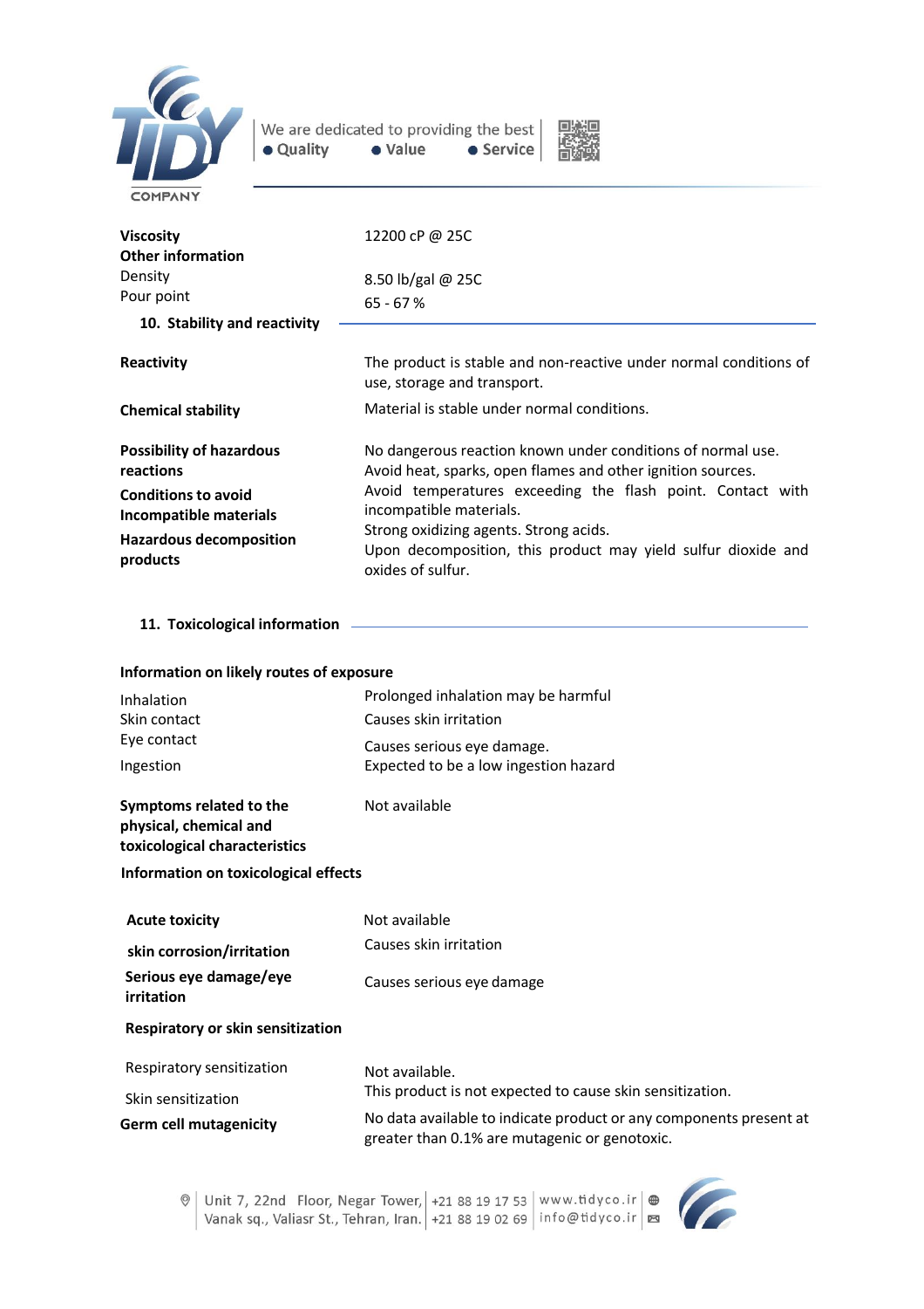| | |
|---|---|
| **Viscosity** | 12200 cP @ 25C |
| **Other information** | |
| Density | 8.50 lb/gal @ 25C |
| Pour point | 65 - 67 % |

## 10. Stability and reactivity

| | |
|---|---|
| **Reactivity** | The product is stable and non-reactive under normal conditions of use, storage and transport. |
| **Chemical stability** | Material is stable under normal conditions. |
| **Possibility of hazardous reactions** | No dangerous reaction known under conditions of normal use. Avoid heat, sparks, open flames and other ignition sources. |
| **Conditions to avoid** | Avoid temperatures exceeding the flash point. Contact with incompatible materials. |
| **Incompatible materials** | Strong oxidizing agents. Strong acids. |
| **Hazardous decomposition products** | Upon decomposition, this product may yield sulfur dioxide and oxides of sulfur. |

## 11. Toxicological information

**Information on likely routes of exposure**

| | |
|---|---|
| Inhalation | Prolonged inhalation may be harmful |
| Skin contact | Causes skin irritation |
| Eye contact | Causes serious eye damage. |
| Ingestion | Expected to be a low ingestion hazard |
| **Symptoms related to the physical, chemical and toxicological characteristics** | Not available |

**Information on toxicological effects**

| | |
|---|---|
| **Acute toxicity** | Not available |
| **skin corrosion/irritation** | Causes skin irritation |
| **Serious eye damage/eye irritation** | Causes serious eye damage |

**Respiratory or skin sensitization**

| | |
|---|---|
| Respiratory sensitization | Not available. |
| Skin sensitization | This product is not expected to cause skin sensitization. |
| **Germ cell mutagenicity** | No data available to indicate product or any components present at greater than 0.1% are mutagenic or genotoxic. |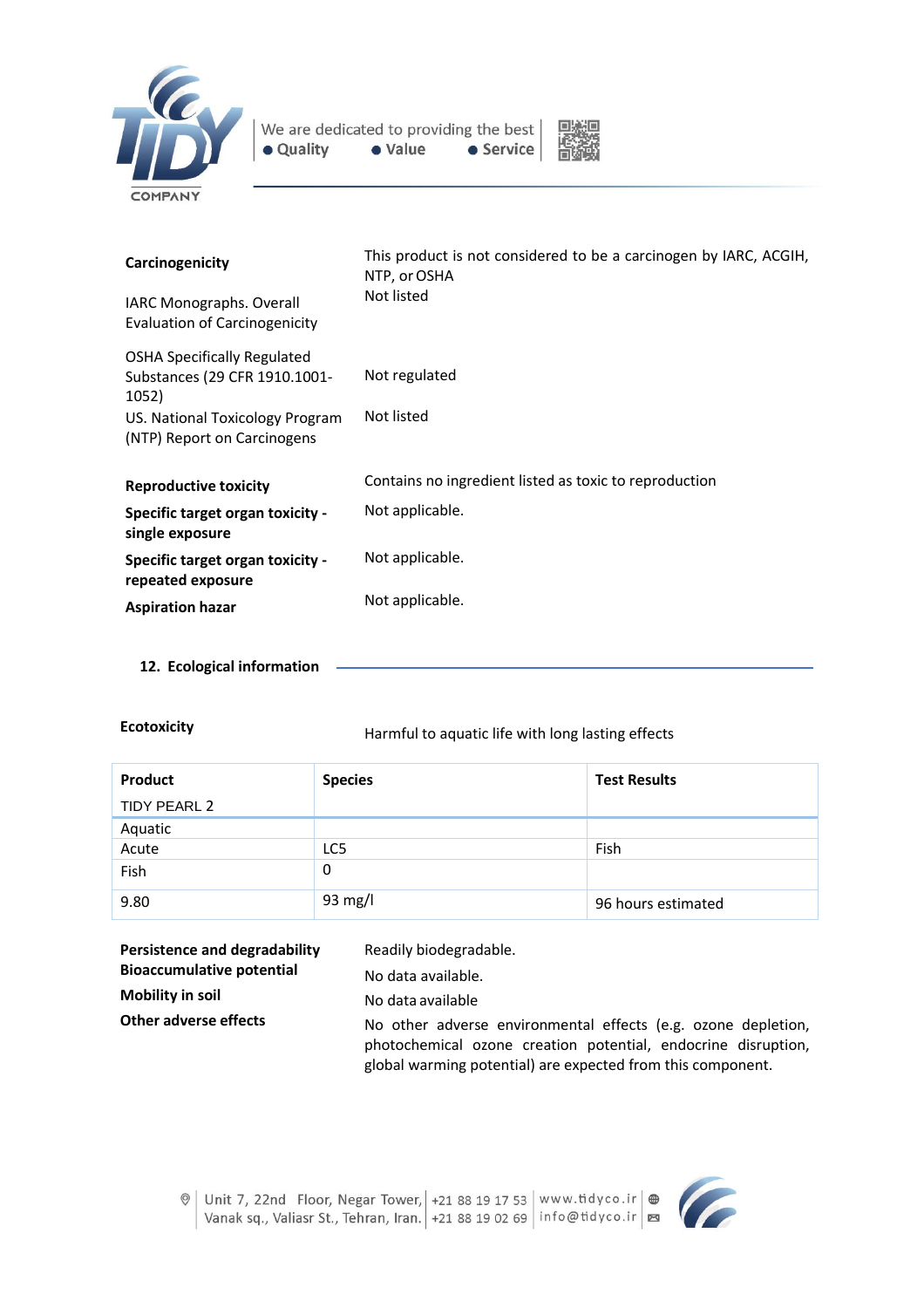| | |
|---|---|
| **Carcinogenicity** | This product is not considered to be a carcinogen by IARC, ACGIH, NTP, or OSHA |
| IARC Monographs. Overall Evaluation of Carcinogenicity | Not listed |
| OSHA Specifically Regulated Substances (29 CFR 1910.1001-1052) | Not regulated |
| US. National Toxicology Program (NTP) Report on Carcinogens | Not listed |
| **Reproductive toxicity** | Contains no ingredient listed as toxic to reproduction |
| **Specific target organ toxicity - single exposure** | Not applicable. |
| **Specific target organ toxicity - repeated exposure** | Not applicable. |
| **Aspiration hazar** | Not applicable. |

## 12. Ecological information

**Ecotoxicity** Harmful to aquatic life with long lasting effects

| **Product**<br>TIDY PEARL 2 | **Species** | **Test Results** |
|---|---|---|
| Aquatic | | |
| Acute | LC5 | Fish |
| Fish | 0 | |
| 9.80 | 93 mg/l | 96 hours estimated |

| | |
|---|---|
| **Persistence and degradability** | Readily biodegradable. |
| **Bioaccumulative potential** | No data available. |
| **Mobility in soil** | No data available |
| **Other adverse effects** | No other adverse environmental effects (e.g. ozone depletion, photochemical ozone creation potential, endocrine disruption, global warming potential) are expected from this component. |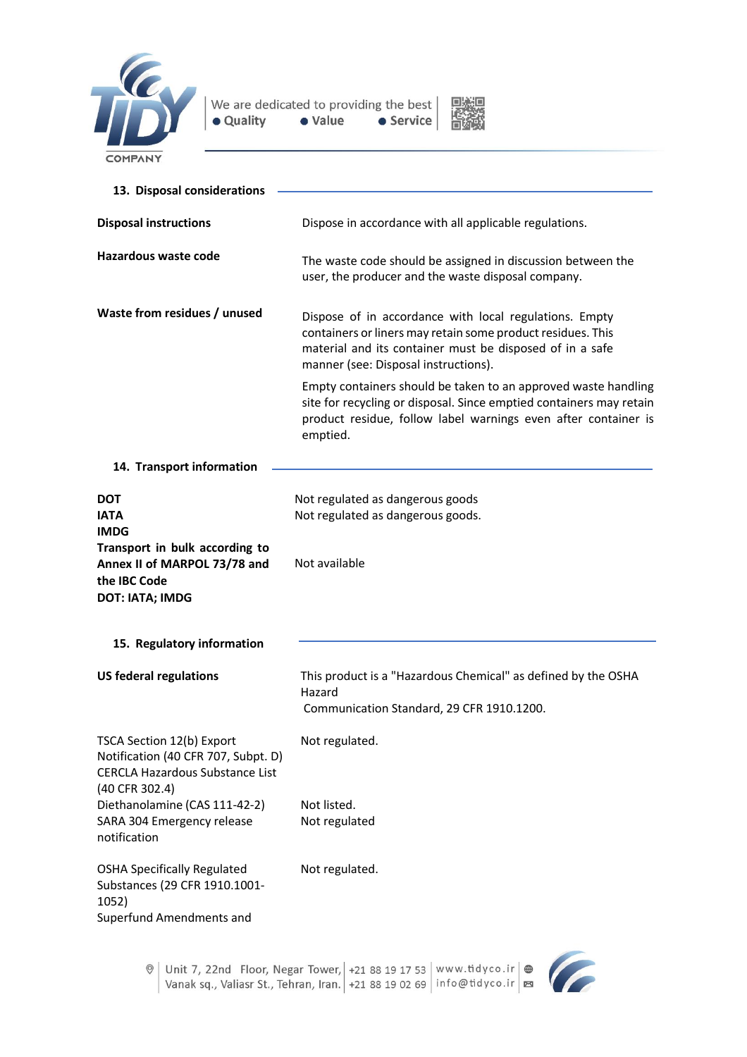## 13. Disposal considerations

| | |
|---|---|
| **Disposal instructions** | Dispose in accordance with all applicable regulations. |
| **Hazardous waste code** | The waste code should be assigned in discussion between the user, the producer and the waste disposal company. |
| **Waste from residues / unused** | Dispose of in accordance with local regulations. Empty containers or liners may retain some product residues. This material and its container must be disposed of in a safe manner (see: Disposal instructions).<br><br>Empty containers should be taken to an approved waste handling site for recycling or disposal. Since emptied containers may retain product residue, follow label warnings even after container is emptied. |

## 14. Transport information

| | |
|---|---|
| **DOT** | Not regulated as dangerous goods |
| **IATA** | Not regulated as dangerous goods. |
| **IMDG** | |
| **Transport in bulk according to Annex II of MARPOL 73/78 and the IBC Code** | Not available |
| **DOT: IATA; IMDG** | |

## 15. Regulatory information

| | |
|---|---|
| **US federal regulations** | This product is a "Hazardous Chemical" as defined by the OSHA Hazard Communication Standard, 29 CFR 1910.1200. |
| TSCA Section 12(b) Export Notification (40 CFR 707, Subpt. D) | Not regulated. |
| CERCLA Hazardous Substance List (40 CFR 302.4) | |
| Diethanolamine (CAS 111-42-2) | Not listed. |
| SARA 304 Emergency release notification | Not regulated |
| OSHA Specifically Regulated Substances (29 CFR 1910.1001-1052) | Not regulated. |
| Superfund Amendments and | |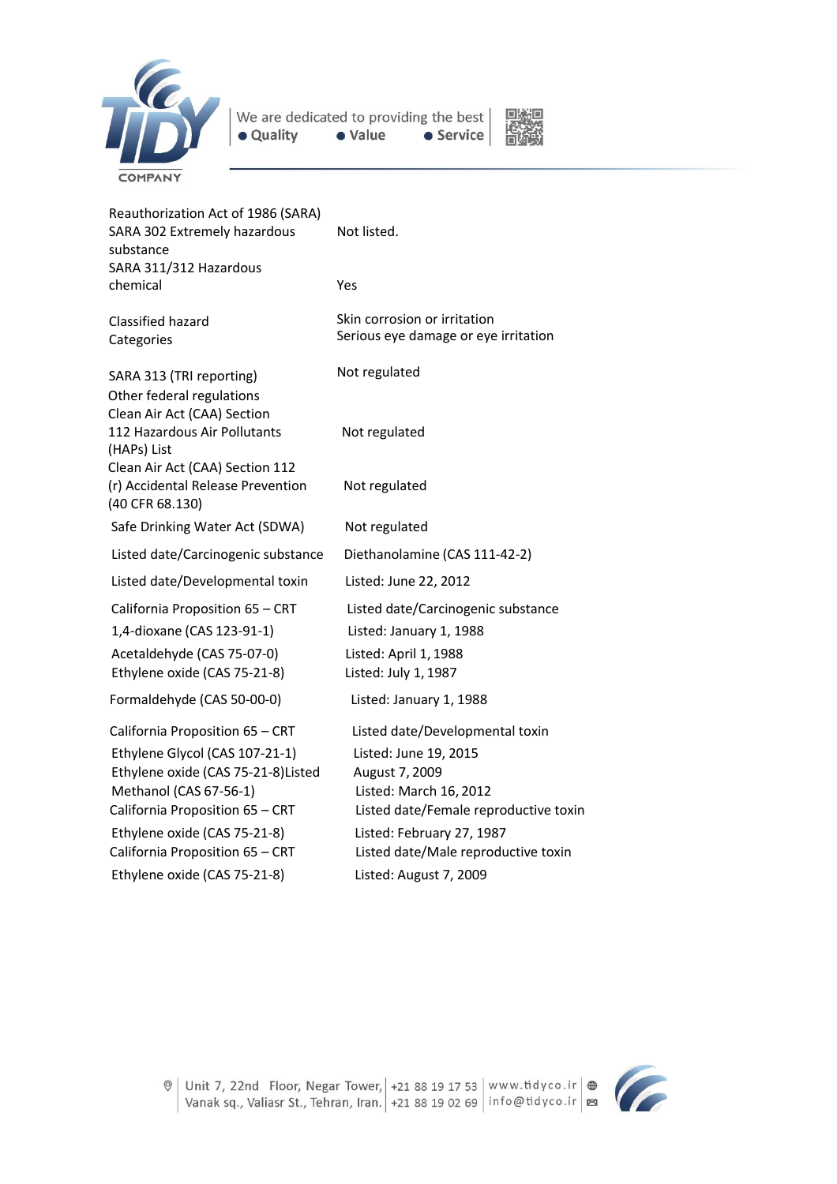| | |
|---|---|
| Reauthorization Act of 1986 (SARA) | |
| SARA 302 Extremely hazardous substance | Not listed. |
| SARA 311/312 Hazardous chemical | Yes |
| Classified hazard Categories | Skin corrosion or irritation<br>Serious eye damage or eye irritation |
| SARA 313 (TRI reporting) | Not regulated |
| Other federal regulations | |
| Clean Air Act (CAA) Section 112 Hazardous Air Pollutants (HAPs) List | Not regulated |
| Clean Air Act (CAA) Section 112 (r) Accidental Release Prevention (40 CFR 68.130) | Not regulated |
| Safe Drinking Water Act (SDWA) | Not regulated |
| Listed date/Carcinogenic substance | Diethanolamine (CAS 111-42-2) |
| Listed date/Developmental toxin | Listed: June 22, 2012 |
| California Proposition 65 – CRT | Listed date/Carcinogenic substance |
| 1,4-dioxane (CAS 123-91-1) | Listed: January 1, 1988 |
| Acetaldehyde (CAS 75-07-0) | Listed: April 1, 1988 |
| Ethylene oxide (CAS 75-21-8) | Listed: July 1, 1987 |
| Formaldehyde (CAS 50-00-0) | Listed: January 1, 1988 |
| California Proposition 65 – CRT | Listed date/Developmental toxin |
| Ethylene Glycol (CAS 107-21-1) | Listed: June 19, 2015 |
| Ethylene oxide (CAS 75-21-8)Listed | August 7, 2009 |
| Methanol (CAS 67-56-1) | Listed: March 16, 2012 |
| California Proposition 65 – CRT | Listed date/Female reproductive toxin |
| Ethylene oxide (CAS 75-21-8) | Listed: February 27, 1987 |
| California Proposition 65 – CRT | Listed date/Male reproductive toxin |
| Ethylene oxide (CAS 75-21-8) | Listed: August 7, 2009 |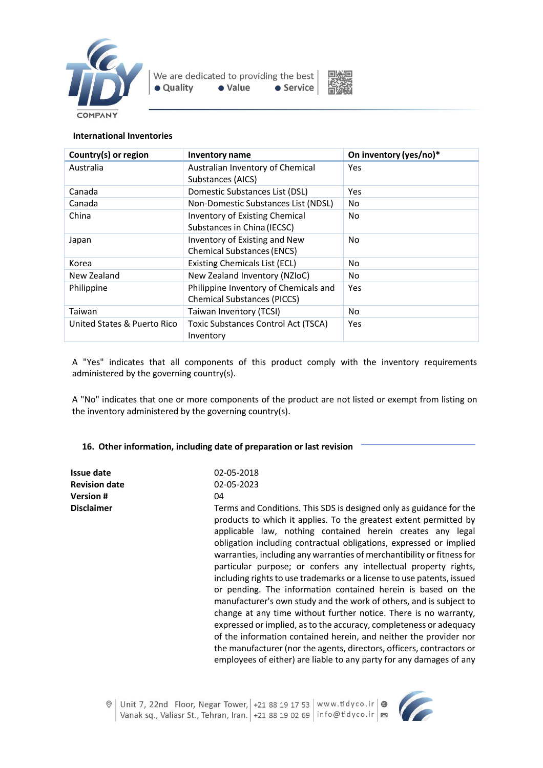**International Inventories**

| Country(s) or region | Inventory name | On inventory (yes/no)* |
|---|---|---|
| Australia | Australian Inventory of Chemical Substances (AICS) | Yes |
| Canada | Domestic Substances List (DSL) | Yes |
| Canada | Non-Domestic Substances List (NDSL) | No |
| China | Inventory of Existing Chemical Substances in China (IECSC) | No |
| Japan | Inventory of Existing and New Chemical Substances (ENCS) | No |
| Korea | Existing Chemicals List (ECL) | No |
| New Zealand | New Zealand Inventory (NZIoC) | No |
| Philippine | Philippine Inventory of Chemicals and Chemical Substances (PICCS) | Yes |
| Taiwan | Taiwan Inventory (TCSI) | No |
| United States & Puerto Rico | Toxic Substances Control Act (TSCA) Inventory | Yes |

A "Yes" indicates that all components of this product comply with the inventory requirements administered by the governing country(s).

A "No" indicates that one or more components of the product are not listed or exempt from listing on the inventory administered by the governing country(s).

## 16. Other information, including date of preparation or last revision

**Issue date** 02-05-2018

**Revision date** 02-05-2023

**Version #** 04

**Disclaimer** Terms and Conditions. This SDS is designed only as guidance for the products to which it applies. To the greatest extent permitted by applicable law, nothing contained herein creates any legal obligation including contractual obligations, expressed or implied warranties, including any warranties of merchantibility or fitness for particular purpose; or confers any intellectual property rights, including rights to use trademarks or a license to use patents, issued or pending. The information contained herein is based on the manufacturer's own study and the work of others, and is subject to change at any time without further notice. There is no warranty, expressed or implied, as to the accuracy, completeness or adequacy of the information contained herein, and neither the provider nor the manufacturer (nor the agents, directors, officers, contractors or employees of either) are liable to any party for any damages of any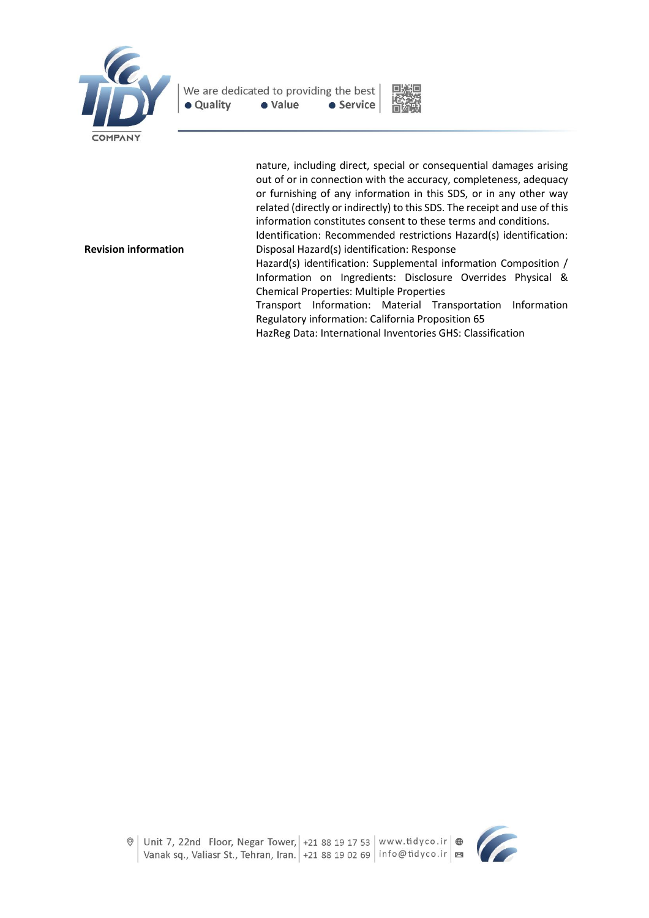nature, including direct, special or consequential damages arising out of or in connection with the accuracy, completeness, adequacy or furnishing of any information in this SDS, or in any other way related (directly or indirectly) to this SDS. The receipt and use of this information constitutes consent to these terms and conditions.

| | |
|---|---|
| **Revision information** | Identification: Recommended restrictions Hazard(s) identification: Disposal Hazard(s) identification: Response Hazard(s) identification: Supplemental information Composition / Information on Ingredients: Disclosure Overrides Physical & Chemical Properties: Multiple Properties Transport Information: Material Transportation Information Regulatory information: California Proposition 65 HazReg Data: International Inventories GHS: Classification |